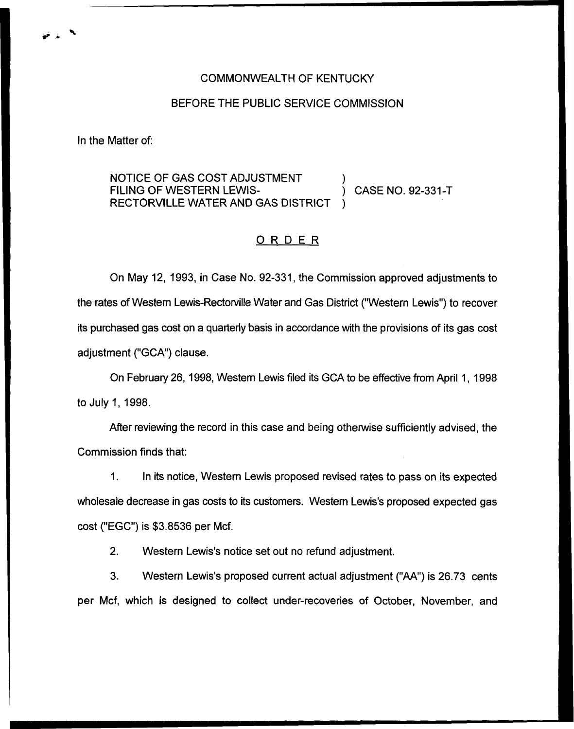COMMONWEALTH OF KENTUCKY

BEFORE THE PUBLIC SERVICE COMMISSION

In the Matter of:

NOTICE OF GAS COST ADJUSTMENT FILING OF WESTERN LEWIS-RECTORVILLE WATER AND GAS DISTRICT ) CASE NO. 92-331-T

## O R D E R

On May 12, 1993, in Case No. 92-331, the Commission approved adjustments to the rates of Western Lewis-Rectorville Water and Gas District ("Western Lewis") to recover its purchased gas cost on a quarterly basis in accordance with the provisions of its gas cost adjustment ("GCA") clause.

On February 26, 1998, Western Lewis filed its GCA to be effective from April 1, 1998 to July 1, 1998.

After reviewing the record in this case and being otherwise sufficiently advised, the Commission finds that:

1. In its notice, Western Lewis proposed revised rates to pass on its expected wholesale decrease in gas costs to its customers. Western Lewis's proposed expected gas cost ("EGC") is $3.8536 per Mcf.

2. Western Lewis's notice set out no refund adjustment.

3. Western Lewis's proposed current actual adjustment ("AA") is 26.73 cents per Mcf, which is designed to collect under-recoveries of October, November, and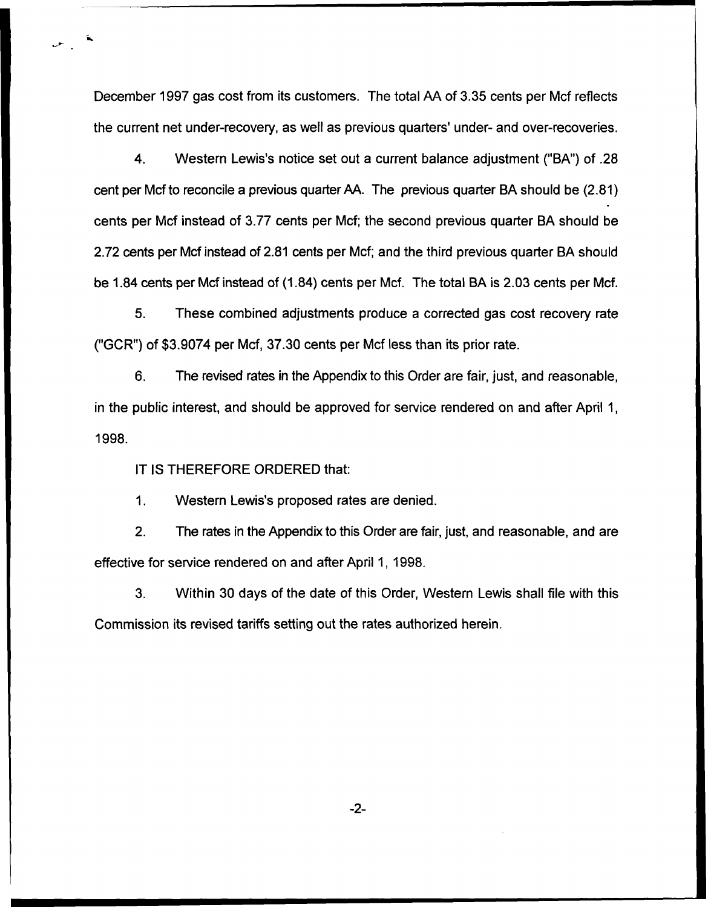December 1997 gas cost from its customers. The total AA of 3.35 cents per Mcf reflects the current net under-recovery, as well as previous quarters' under- and over-recoveries.

4. Western Lewis's notice set out a current balance adjustment ("BA") of .28 cent per Mcf to reconcile a previous quarter AA. The previous quarter BA should be (2.81) cents per Mcf instead of 3.77 cents per Mcf; the second previous quarter BA should be 2.72 cents per Mcf instead of 2.81 cents per Mcf; and the third previous quarter BA should be 1.84 cents per Mcf instead of (1.84) cents per Mcf. The total BA is 2.03 cents per Mcf.

5. These combined adjustments produce a corrected gas cost recovery rate ("GCR") of $3.9074 per Mcf, 37.30 cents per Mcf less than its prior rate.

6. The revised rates in the Appendix to this Order are fair, just, and reasonable, in the public interest, and should be approved for service rendered on and after April 1, 1998.

IT IS THEREFORE ORDERED that:

1. Western Lewis's proposed rates are denied.

2. The rates in the Appendix to this Order are fair, just, and reasonable, and are effective for service rendered on and after April 1, 1998.

3. Within 30 days of the date of this Order, Western Lewis shall file with this Commission its revised tariffs setting out the rates authorized herein.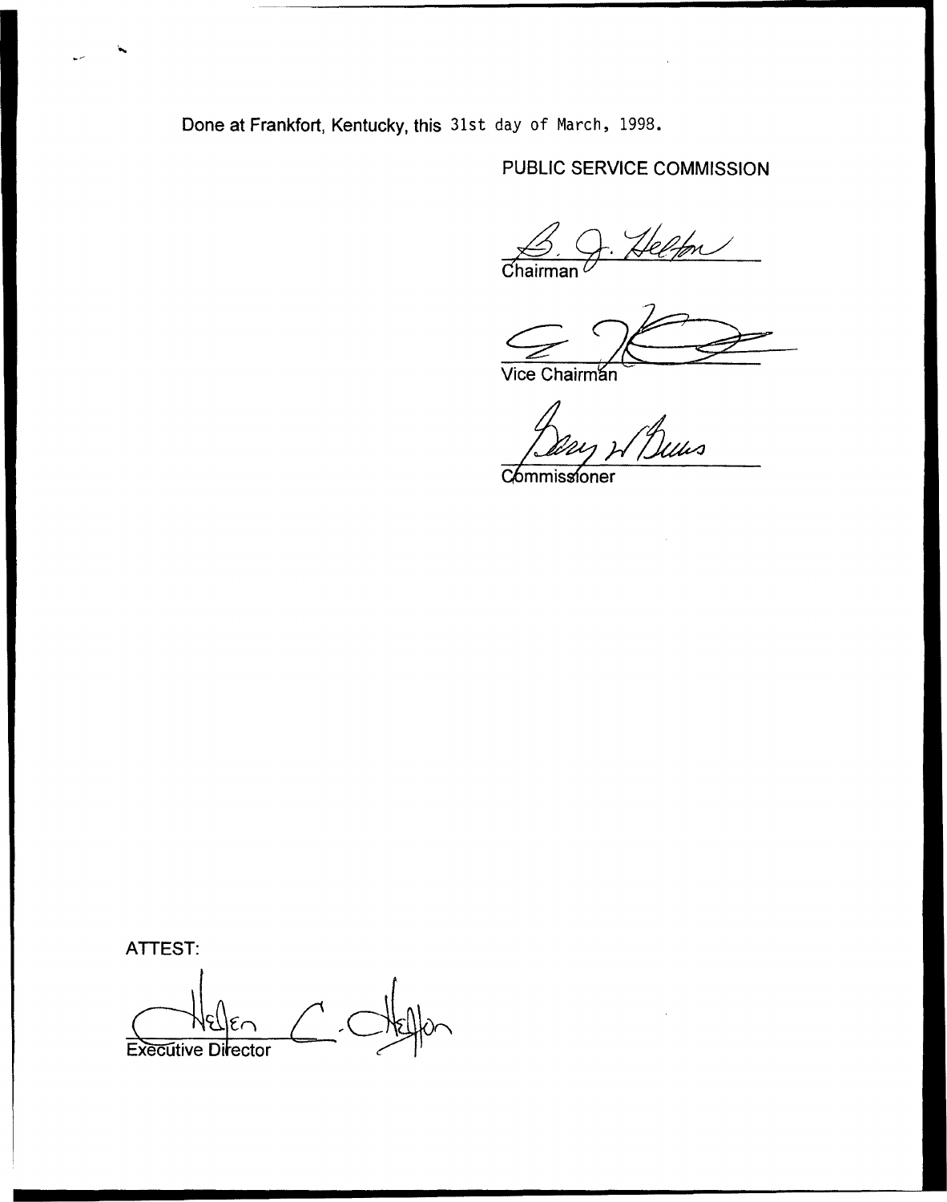Done at Frankfort, Kentucky, this 31st day of March, 1998.

PUBLIC SERVICE COMMISSION

Chairman

Vice Chairman

Commissioner

ATTEST:

Executive Director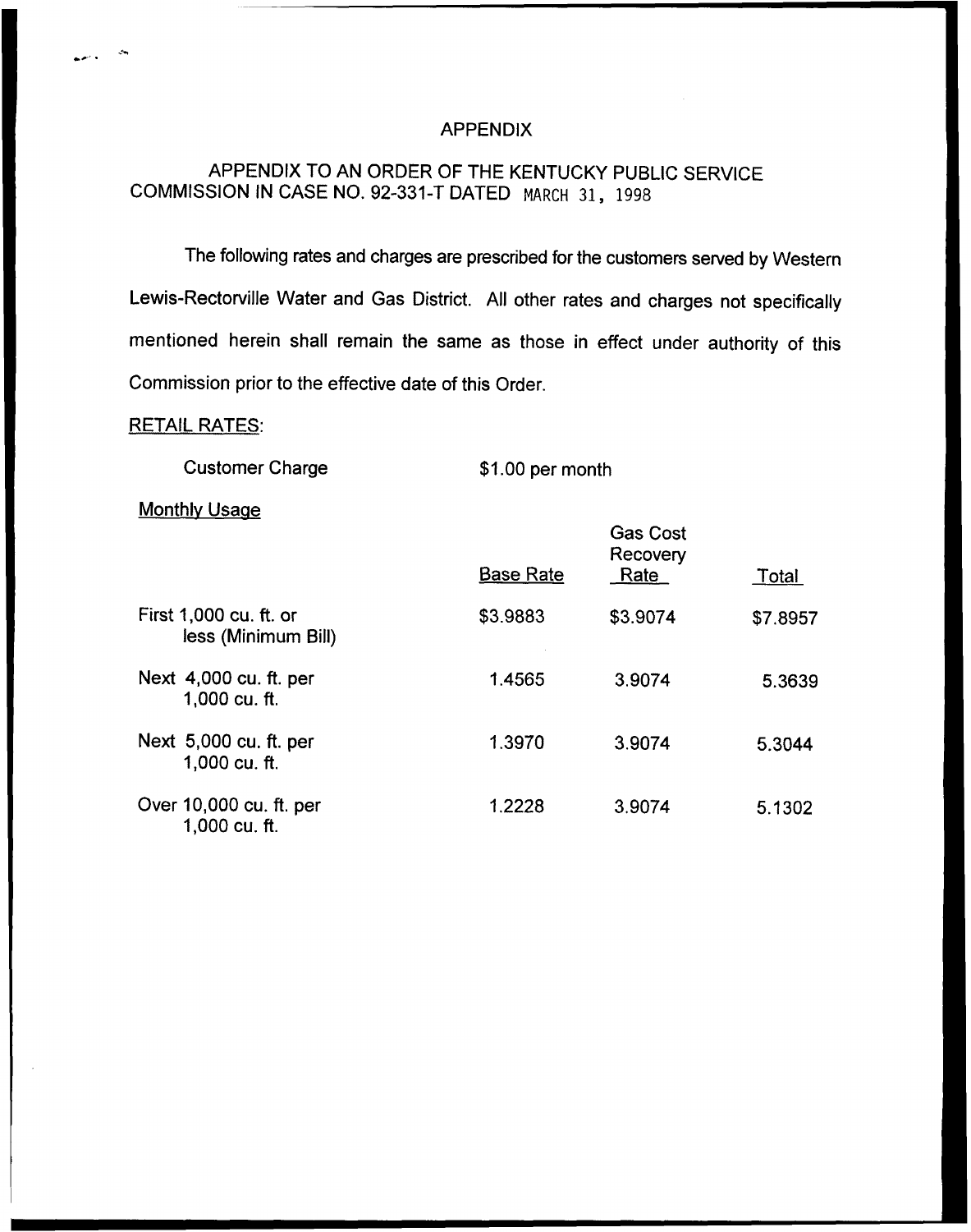# APPENDIX

APPENDIX TO AN ORDER OF THE KENTUCKY PUBLIC SERVICE COMMISSION IN CASE NO. 92-331-T DATED MARCH 31, 1998

The following rates and charges are prescribed for the customers served by Western Lewis-Rectorville Water and Gas District. All other rates and charges not specifically mentioned herein shall remain the same as those in effect under authority of this Commission prior to the effective date of this Order.

RETAIL RATES:

Customer Charge $1.00 per month

Monthly Usage

| | Base Rate | Gas Cost Recovery Rate | Total |
|---|---|---|---|
| First 1,000 cu. ft. or less (Minimum Bill) | $3.9883 | $3.9074 | $7.8957 |
| Next 4,000 cu. ft. per 1,000 cu. ft. | 1.4565 | 3.9074 | 5.3639 |
| Next 5,000 cu. ft. per 1,000 cu. ft. | 1.3970 | 3.9074 | 5.3044 |
| Over 10,000 cu. ft. per 1,000 cu. ft. | 1.2228 | 3.9074 | 5.1302 |